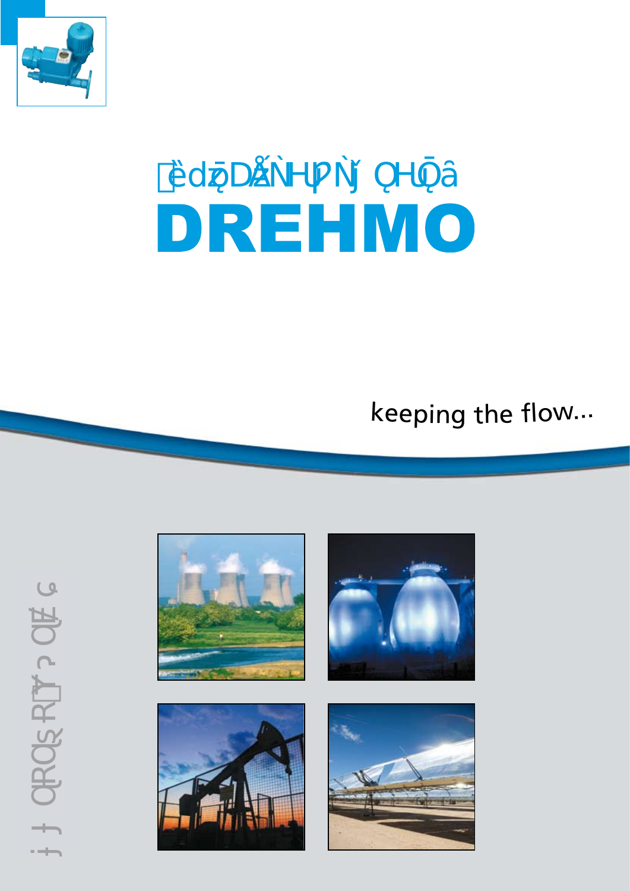# DREHMO

keeping the flow...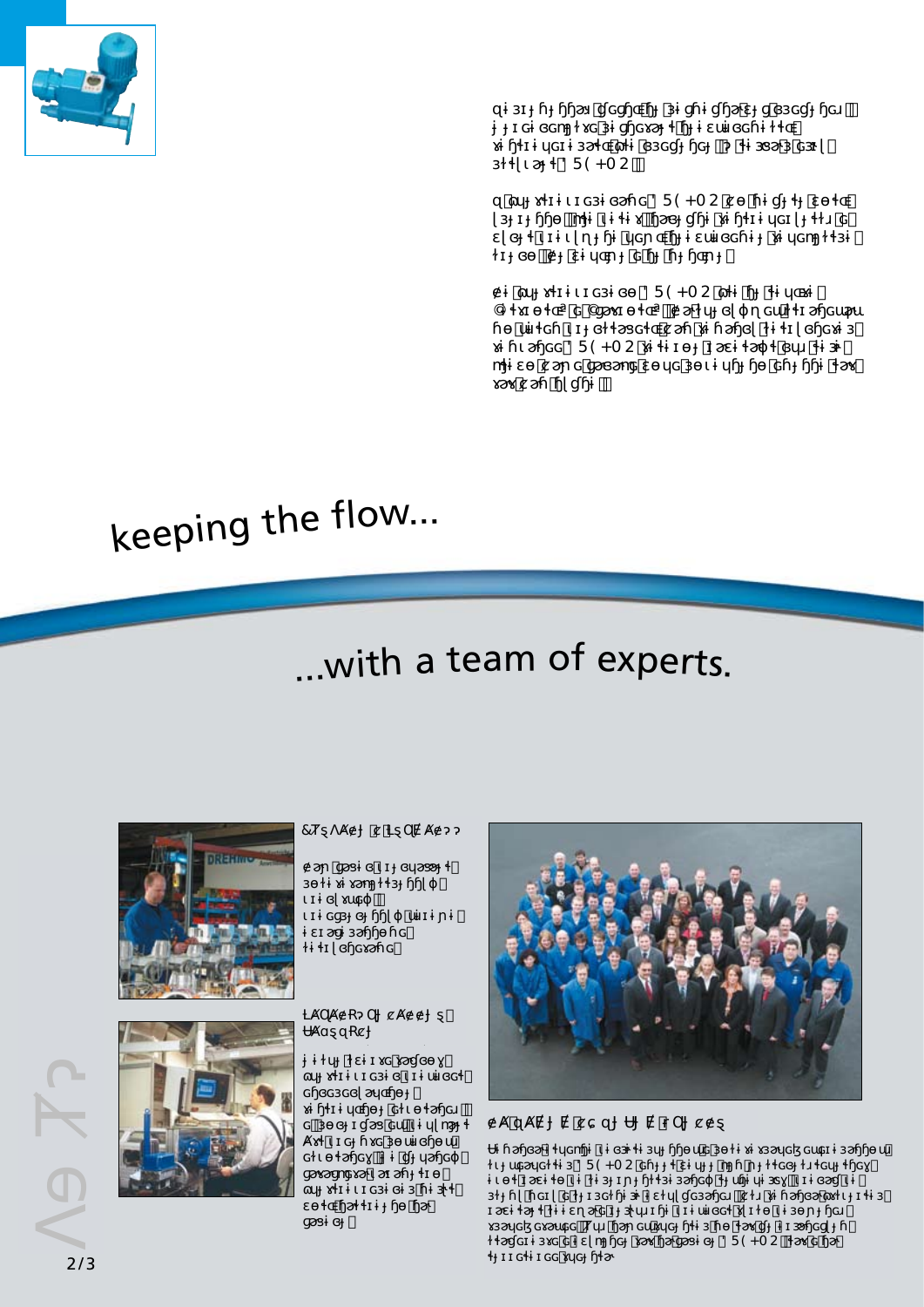keeping the flow...

...with a team of experts.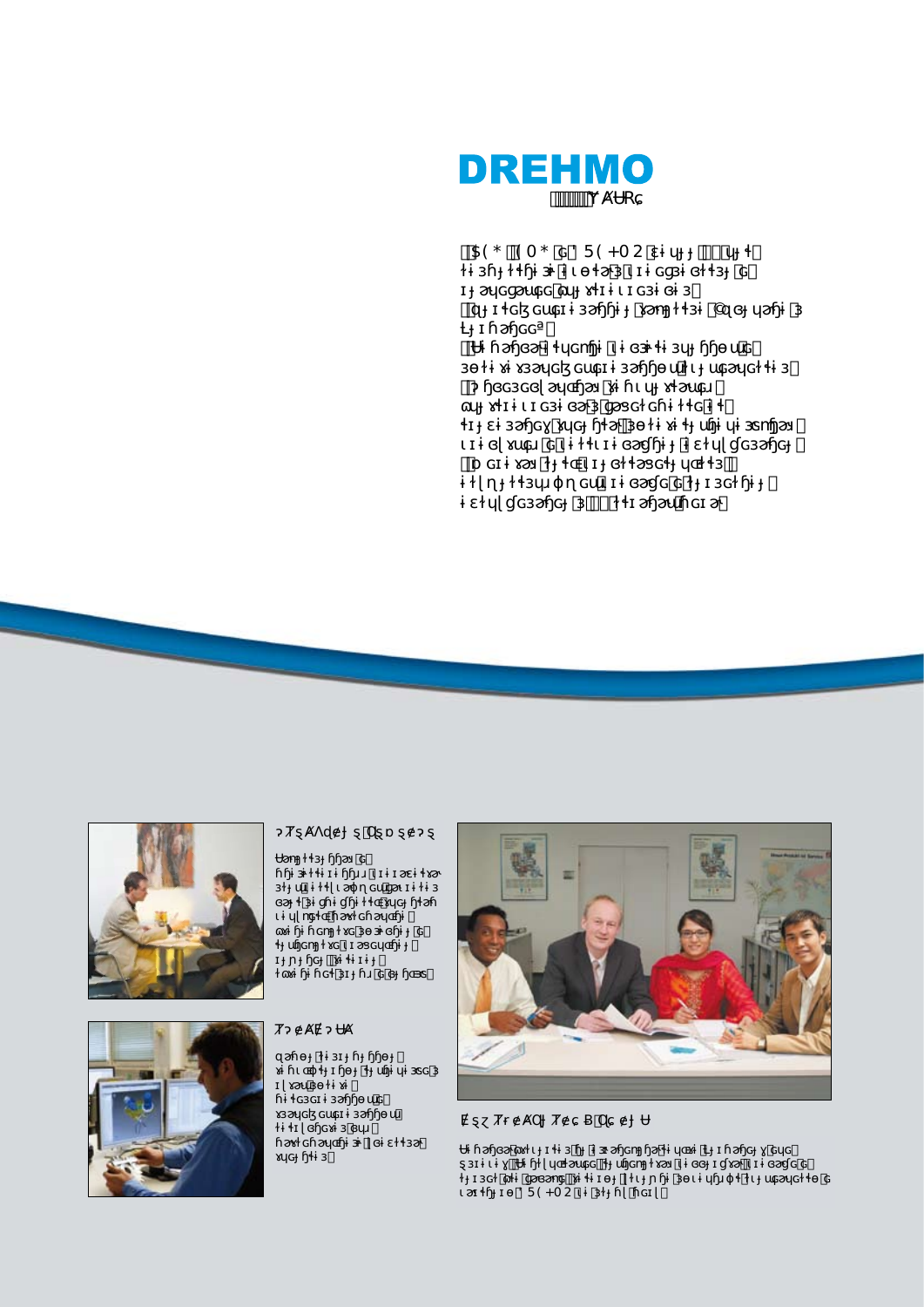# DREHMO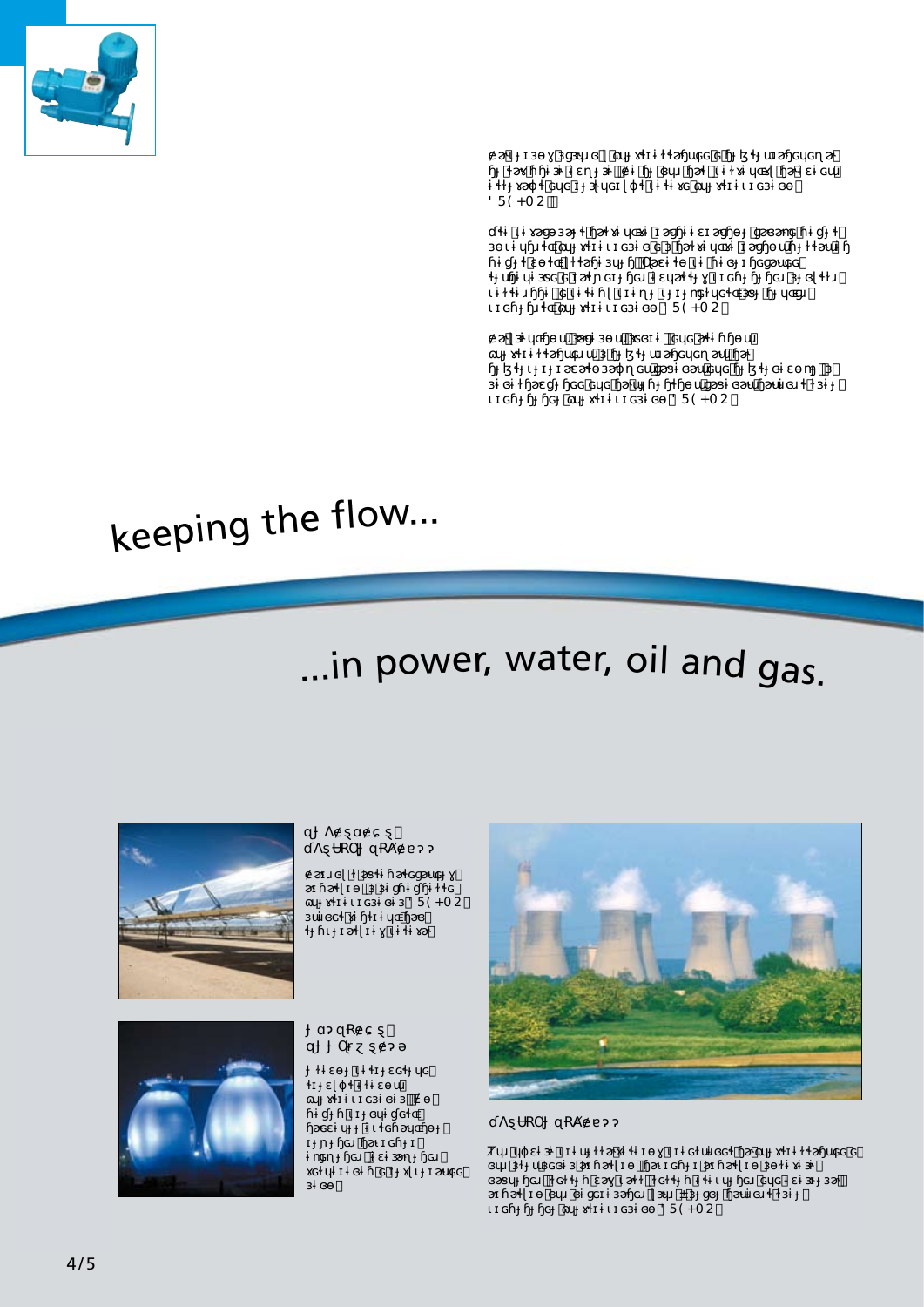keeping the flow...

...in power, water, oil and gas.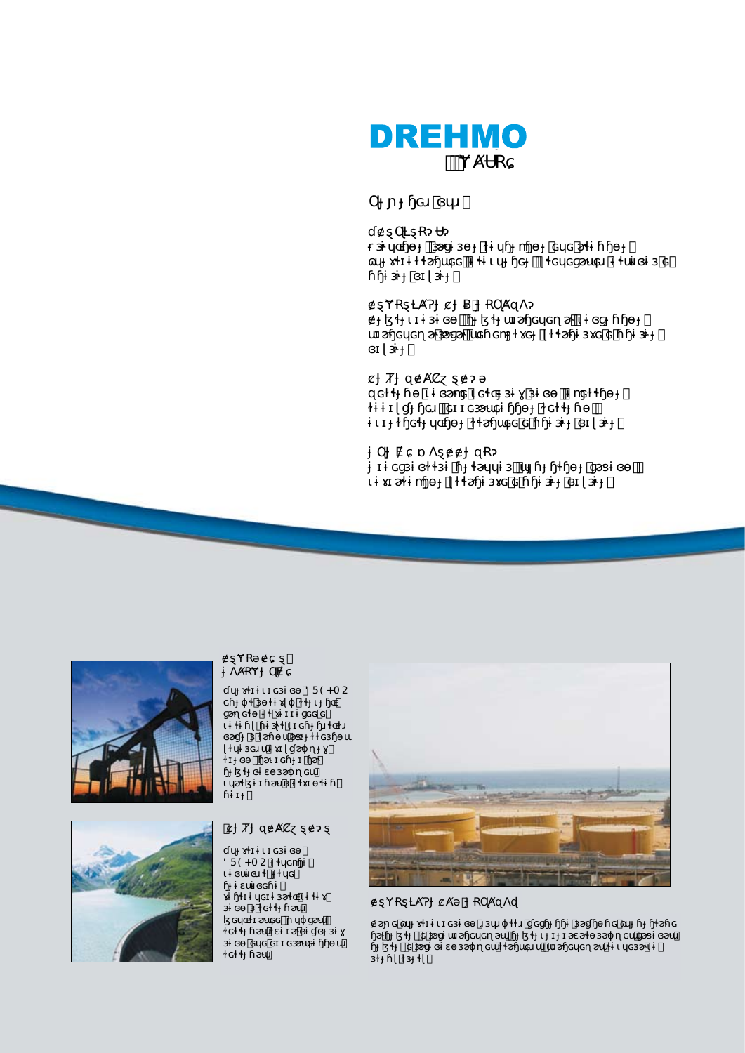# DREHMO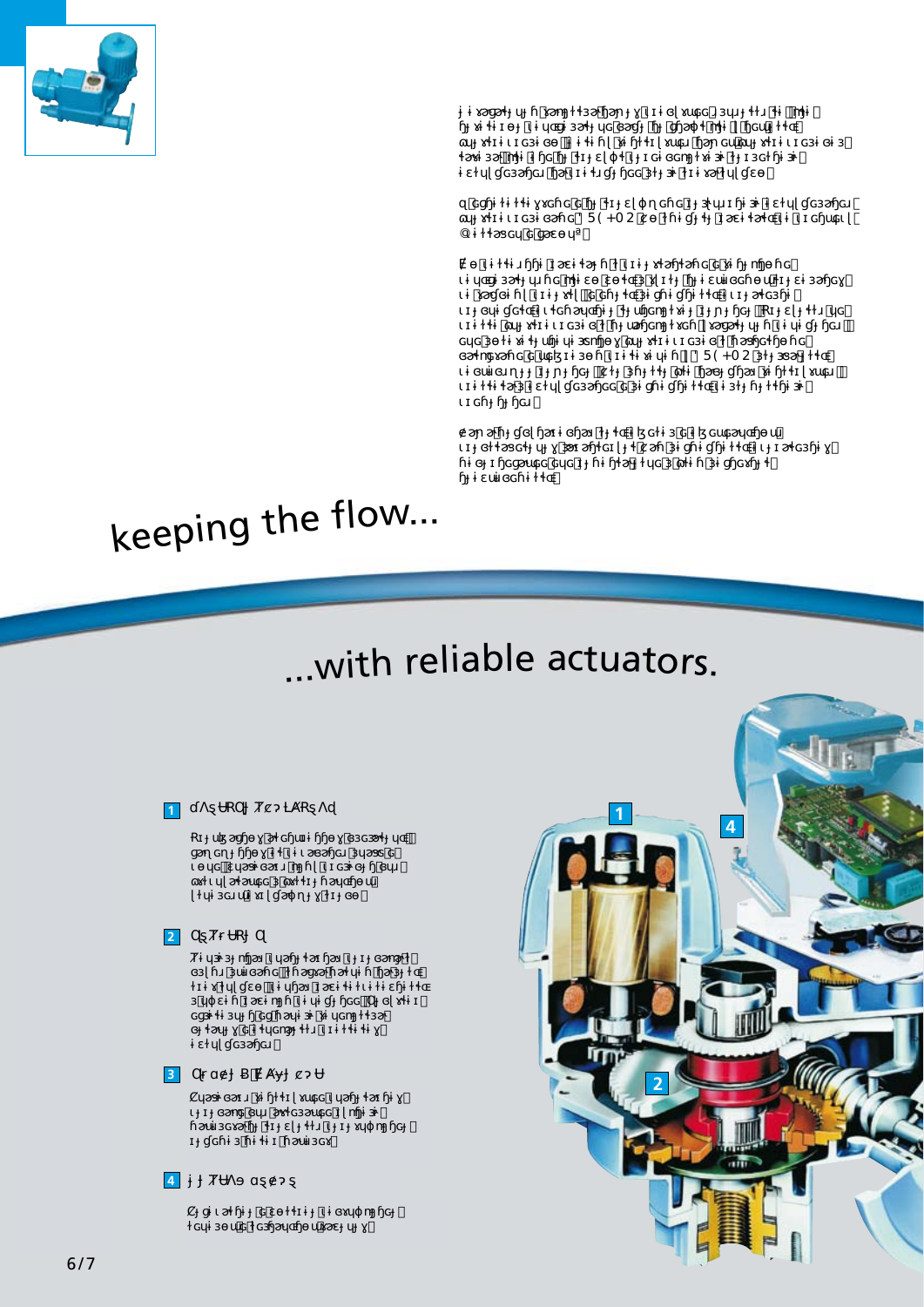# keeping the flow...

# ...with reliable actuators.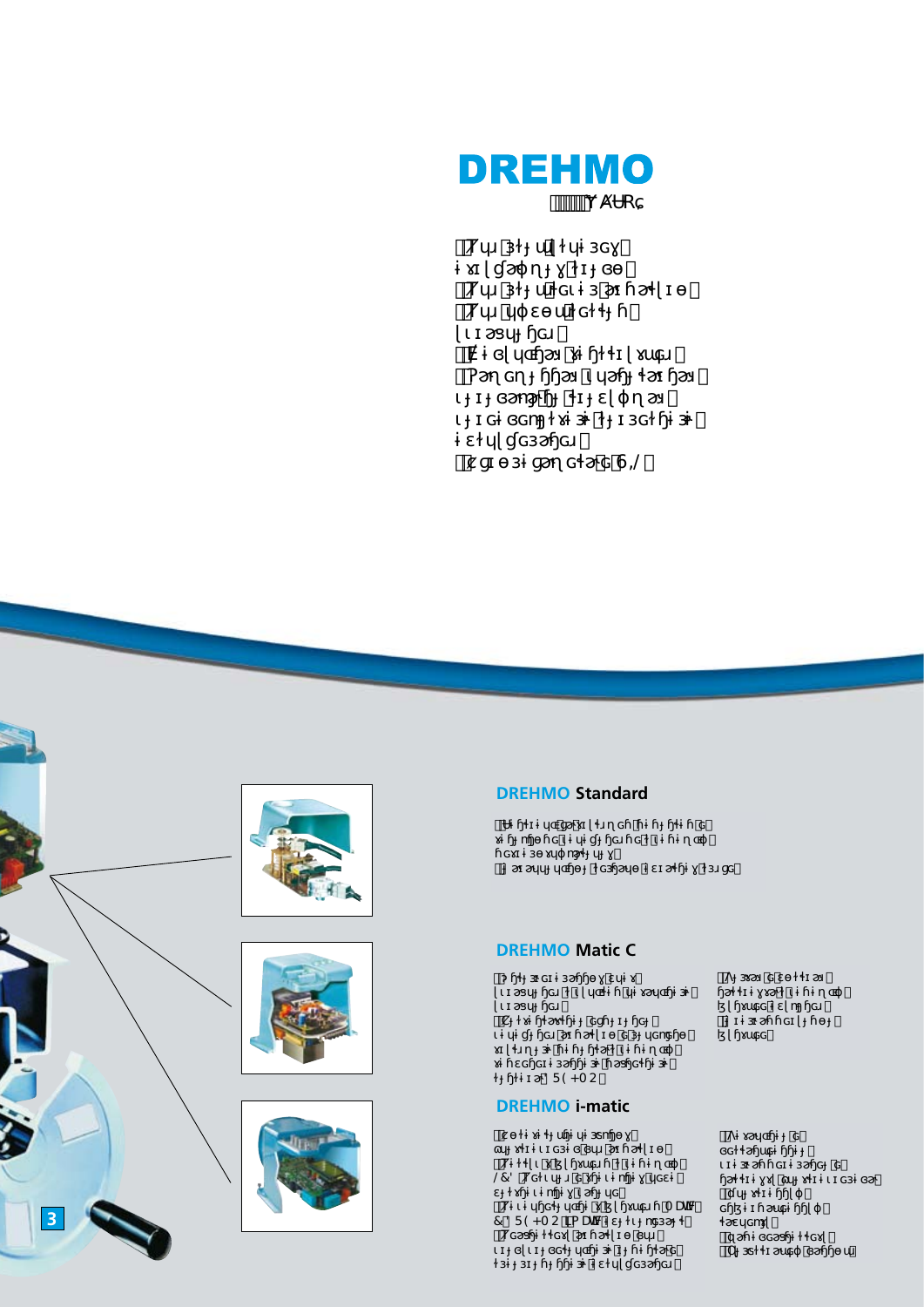# DREHMO

## DREHMO Standard

## DREHMO Matic C

## DREHMO i-matic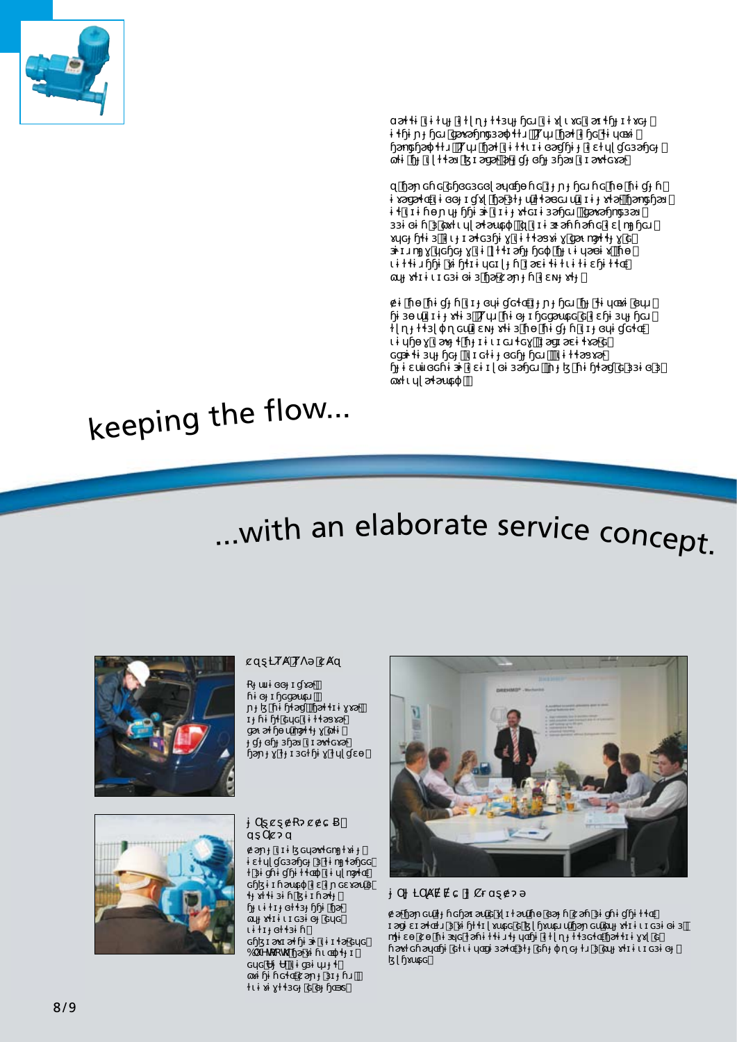keeping the flow...

...with an elaborate service concept.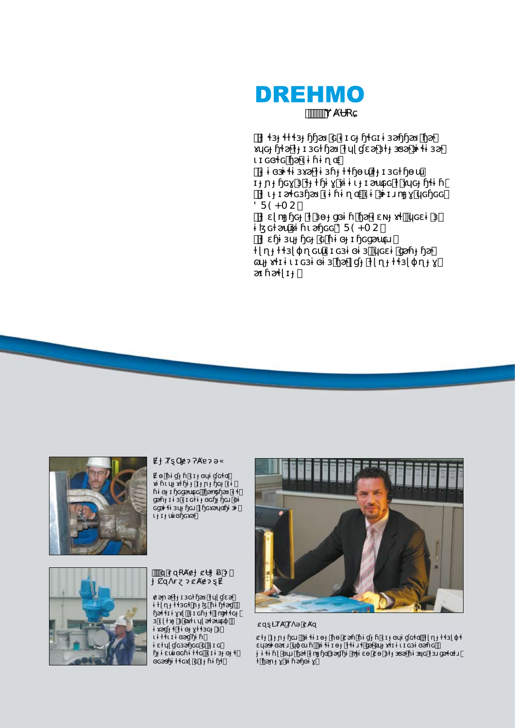# DREHMO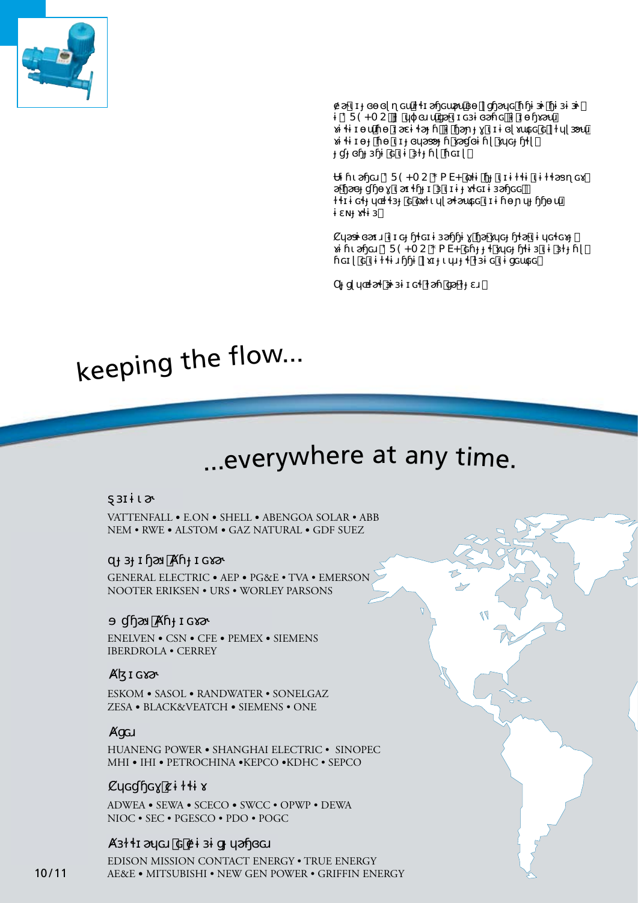keeping the flow...

...everywhere at any time.

VATTENFALL • E.ON • SHELL • ABENGOA SOLAR • ABB
NEM • RWE • ALSTOM • GAZ NATURAL • GDF SUEZ

GENERAL ELECTRIC • AEP • PG&E • TVA • EMERSON
NOOTER ERIKSEN • URS • WORLEY PARSONS

ENELVEN • CSN • CFE • PEMEX • SIEMENS
IBERDROLA • CERREY

ESKOM • SASOL • RANDWATER • SONELGAZ
ZESA • BLACK&VEATCH • SIEMENS • ONE

HUANENG POWER • SHANGHAI ELECTRIC • SINOPEC
MHI • IHI • PETROCHINA • KEPCO • KDHC • SEPCO

ADWEA • SEWA • SCECO • SWCC • OPWP • DEWA
NIOC • SEC • PGESCO • PDO • POGC

EDISON MISSION CONTACT ENERGY • TRUE ENERGY
AE&E • MITSUBISHI • NEW GEN POWER • GRIFFIN ENERGY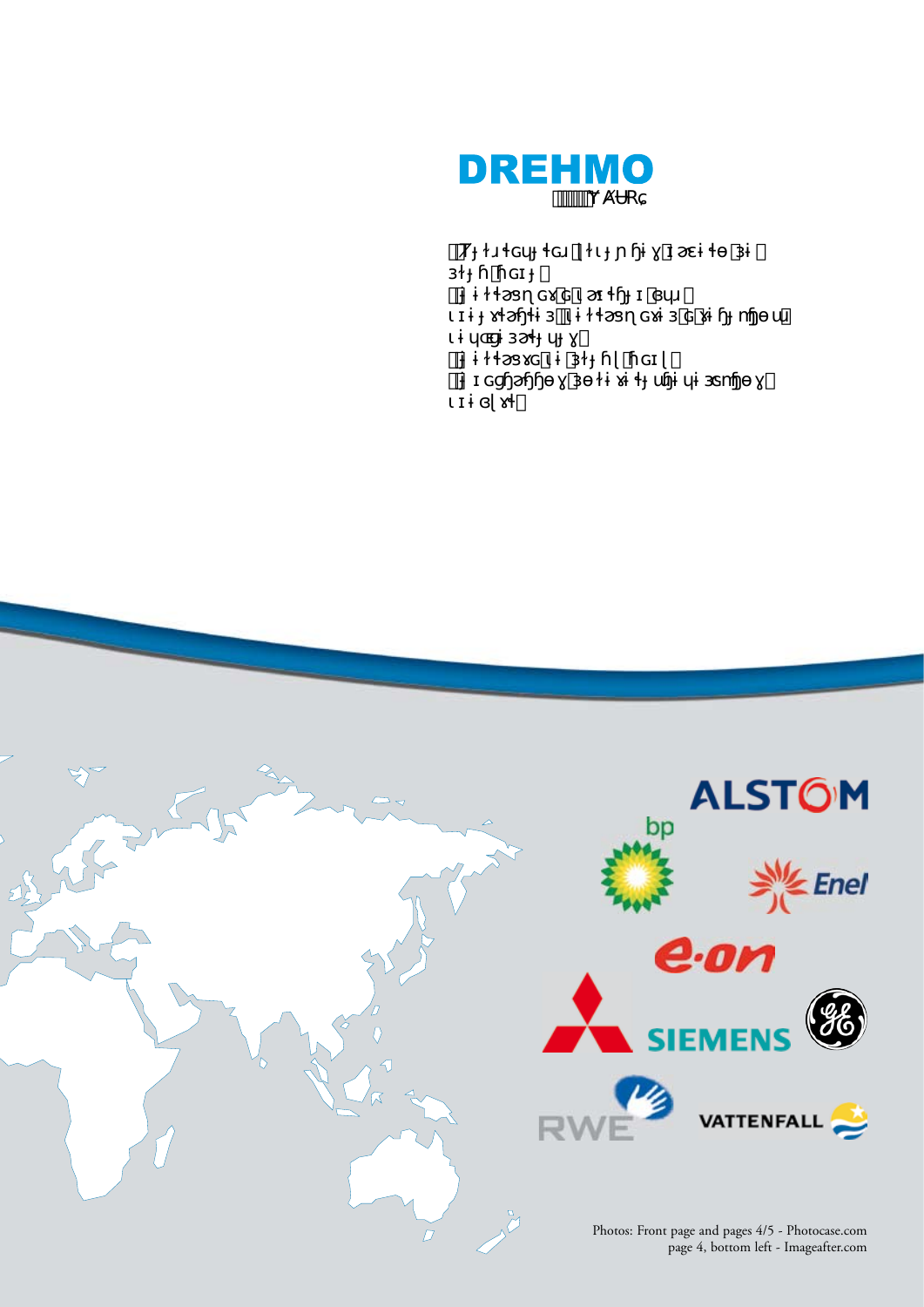DREHMO

Photos: Front page and pages 4/5 - Photocase.com
page 4, bottom left - Imageafter.com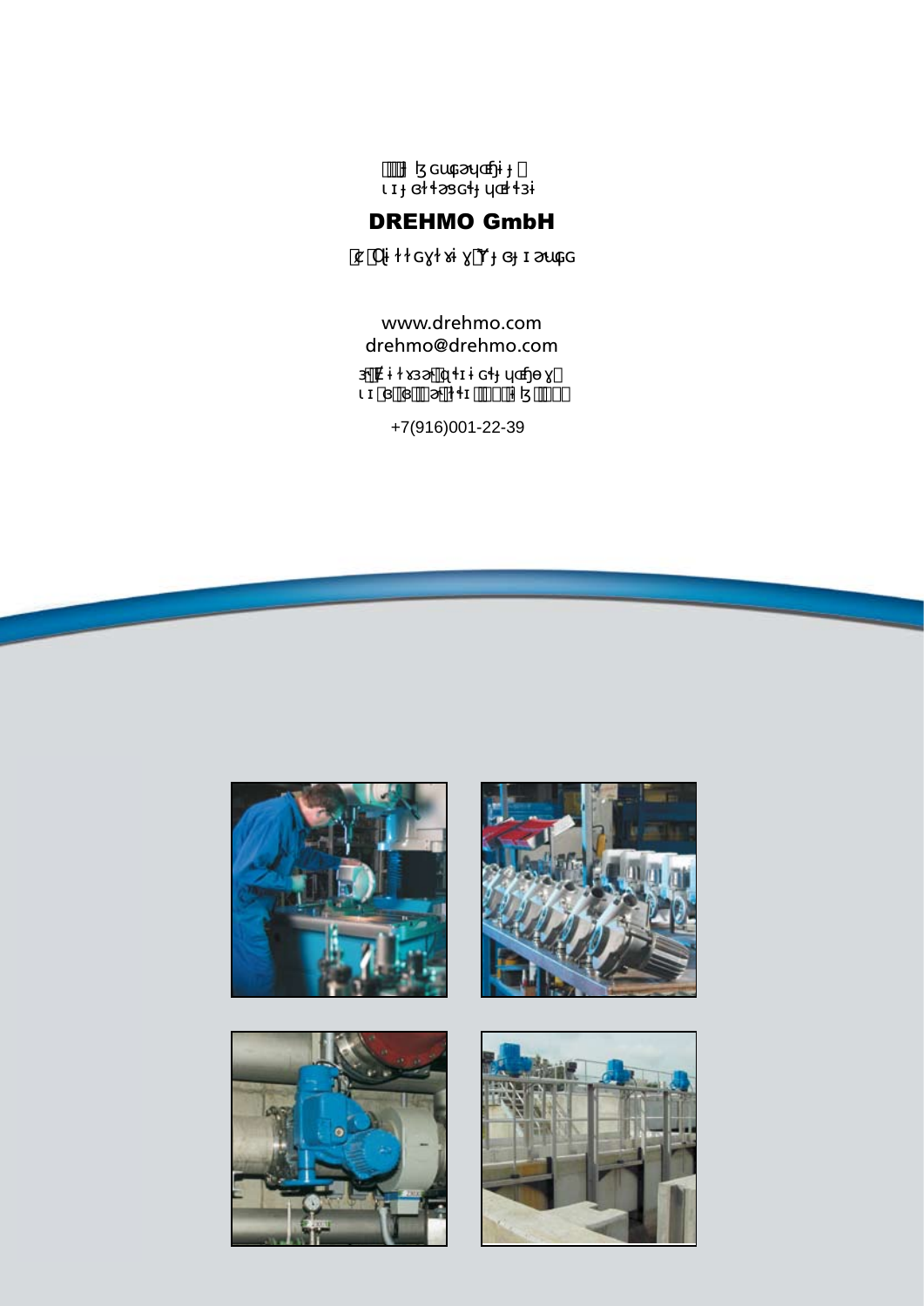**DREHMO GmbH**

www.drehmo.com
drehmo@drehmo.com

+7(916)001-22-39